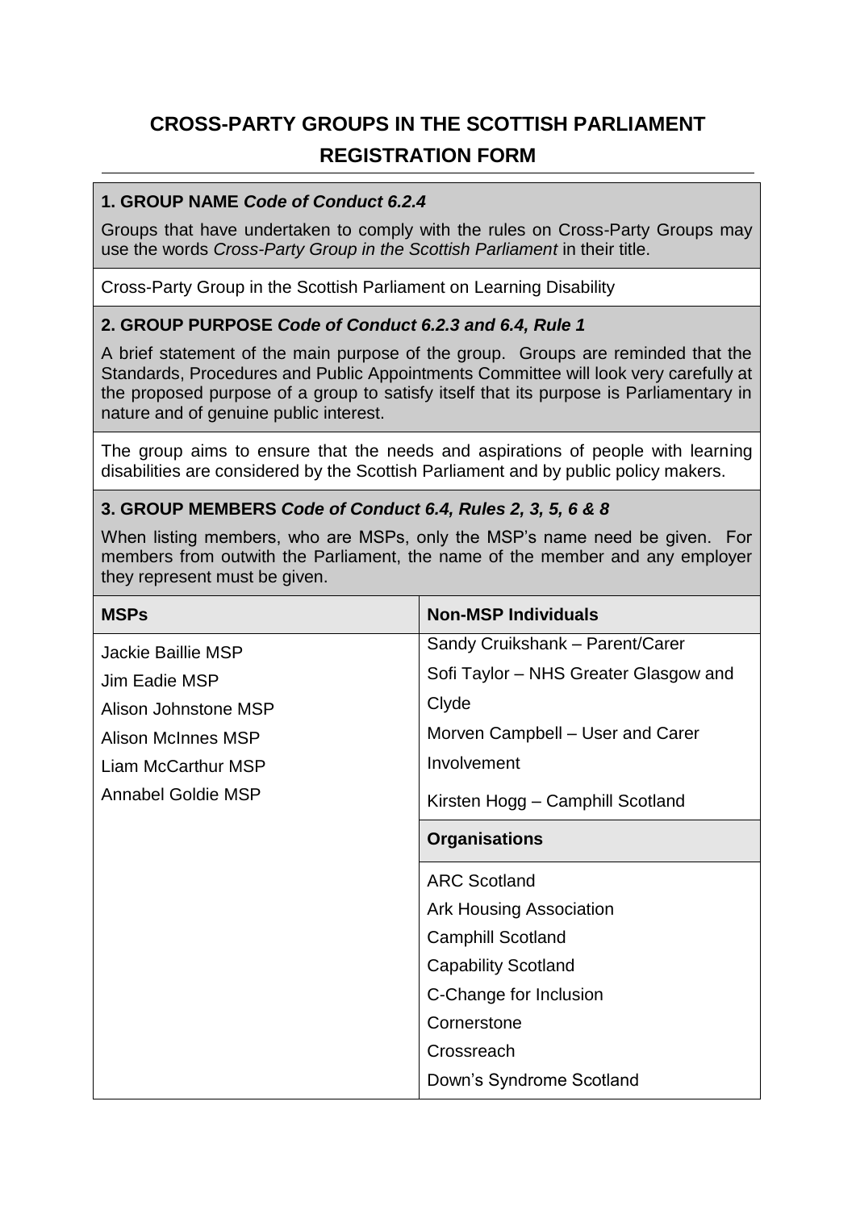# CROSS-PARTY GROUPS IN THE SCOTTISH PARLIAMENT
## REGISTRATION FORM

### 1. GROUP NAME *Code of Conduct 6.2.4*

Groups that have undertaken to comply with the rules on Cross-Party Groups may use the words *Cross-Party Group in the Scottish Parliament* in their title.

Cross-Party Group in the Scottish Parliament on Learning Disability

### 2. GROUP PURPOSE *Code of Conduct 6.2.3 and 6.4, Rule 1*

A brief statement of the main purpose of the group. Groups are reminded that the Standards, Procedures and Public Appointments Committee will look very carefully at the proposed purpose of a group to satisfy itself that its purpose is Parliamentary in nature and of genuine public interest.

The group aims to ensure that the needs and aspirations of people with learning disabilities are considered by the Scottish Parliament and by public policy makers.

### 3. GROUP MEMBERS *Code of Conduct 6.4, Rules 2, 3, 5, 6 & 8*

When listing members, who are MSPs, only the MSP's name need be given. For members from outwith the Parliament, the name of the member and any employer they represent must be given.

| MSPs | Non-MSP Individuals |
| --- | --- |
| Jackie Baillie MSP<br>Jim Eadie MSP<br>Alison Johnstone MSP<br>Alison McInnes MSP<br>Liam McCarthur MSP<br>Annabel Goldie MSP | Sandy Cruikshank – Parent/Carer<br>Sofi Taylor – NHS Greater Glasgow and Clyde<br>Morven Campbell – User and Carer Involvement<br>Kirsten Hogg – Camphill Scotland |
| | **Organisations** |
| | ARC Scotland<br>Ark Housing Association<br>Camphill Scotland<br>Capability Scotland<br>C-Change for Inclusion<br>Cornerstone<br>Crossreach<br>Down's Syndrome Scotland |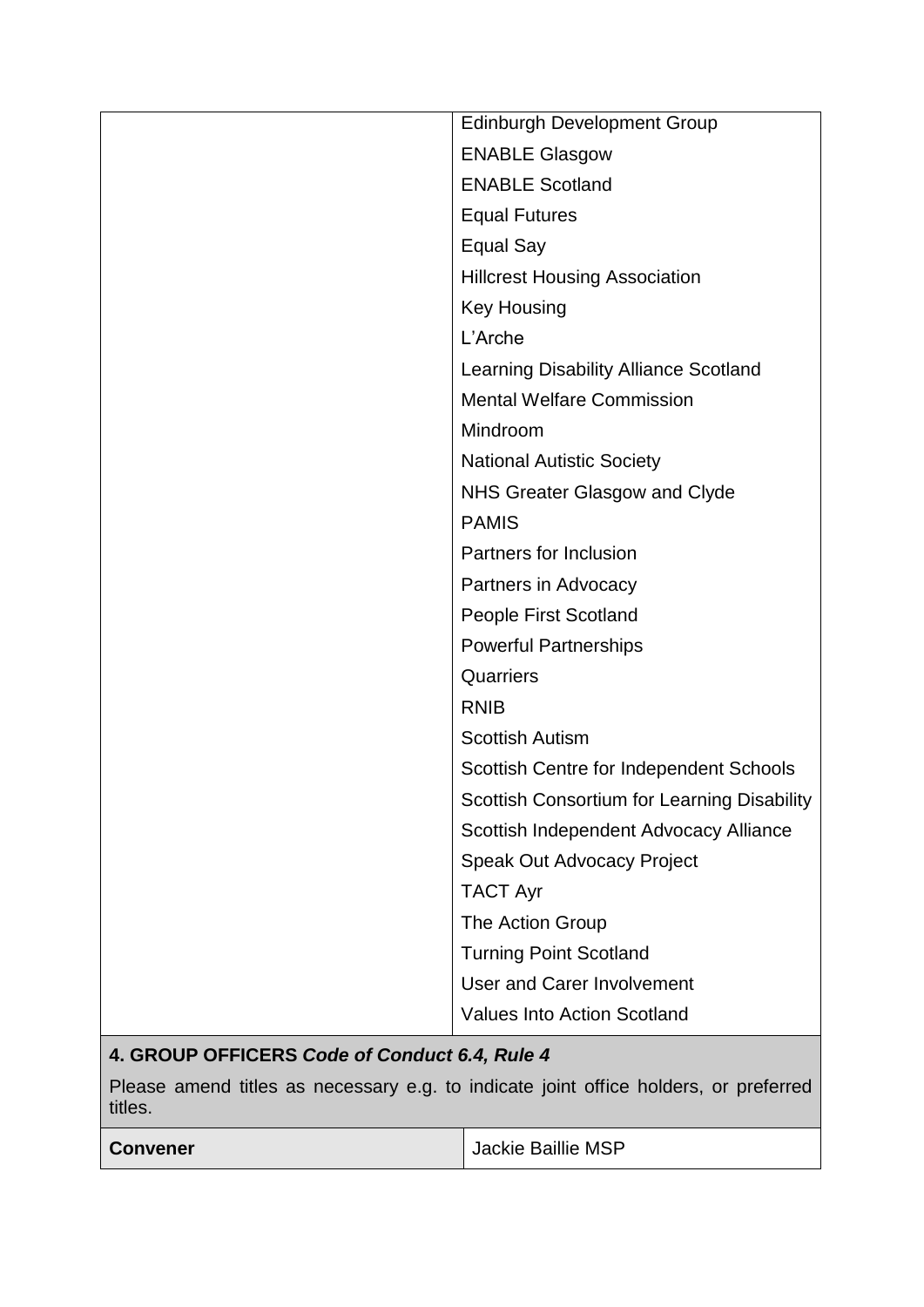| | |
|---|---|
| | Edinburgh Development Group |
| | ENABLE Glasgow |
| | ENABLE Scotland |
| | Equal Futures |
| | Equal Say |
| | Hillcrest Housing Association |
| | Key Housing |
| | L'Arche |
| | Learning Disability Alliance Scotland |
| | Mental Welfare Commission |
| | Mindroom |
| | National Autistic Society |
| | NHS Greater Glasgow and Clyde |
| | PAMIS |
| | Partners for Inclusion |
| | Partners in Advocacy |
| | People First Scotland |
| | Powerful Partnerships |
| | Quarriers |
| | RNIB |
| | Scottish Autism |
| | Scottish Centre for Independent Schools |
| | Scottish Consortium for Learning Disability |
| | Scottish Independent Advocacy Alliance |
| | Speak Out Advocacy Project |
| | TACT Ayr |
| | The Action Group |
| | Turning Point Scotland |
| | User and Carer Involvement |
| | Values Into Action Scotland |

**4. GROUP OFFICERS** ***Code of Conduct 6.4, Rule 4***

Please amend titles as necessary e.g. to indicate joint office holders, or preferred titles.

| | |
|---|---|
| **Convener** | Jackie Baillie MSP |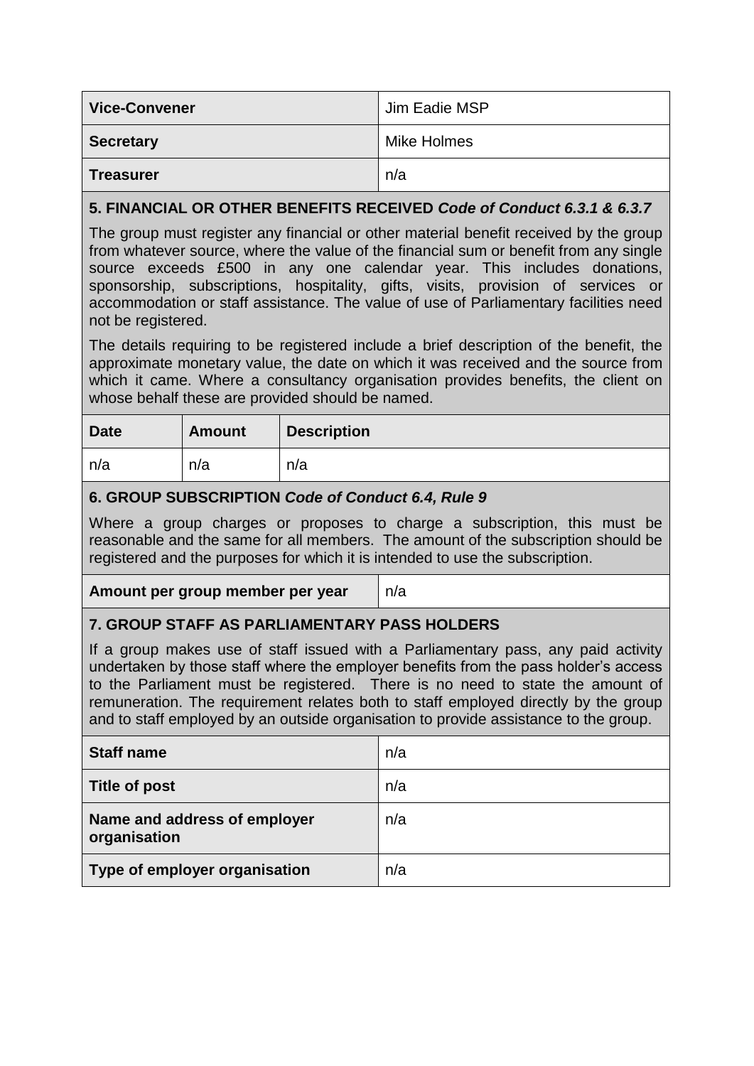| | |
|---|---|
| **Vice-Convener** | Jim Eadie MSP |
| **Secretary** | Mike Holmes |
| **Treasurer** | n/a |

### 5. FINANCIAL OR OTHER BENEFITS RECEIVED *Code of Conduct 6.3.1 & 6.3.7*

The group must register any financial or other material benefit received by the group from whatever source, where the value of the financial sum or benefit from any single source exceeds £500 in any one calendar year. This includes donations, sponsorship, subscriptions, hospitality, gifts, visits, provision of services or accommodation or staff assistance. The value of use of Parliamentary facilities need not be registered.

The details requiring to be registered include a brief description of the benefit, the approximate monetary value, the date on which it was received and the source from which it came. Where a consultancy organisation provides benefits, the client on whose behalf these are provided should be named.

| Date | Amount | Description |
|---|---|---|
| n/a | n/a | n/a |

### 6. GROUP SUBSCRIPTION *Code of Conduct 6.4, Rule 9*

Where a group charges or proposes to charge a subscription, this must be reasonable and the same for all members. The amount of the subscription should be registered and the purposes for which it is intended to use the subscription.

| | |
|---|---|
| **Amount per group member per year** | n/a |

### 7. GROUP STAFF AS PARLIAMENTARY PASS HOLDERS

If a group makes use of staff issued with a Parliamentary pass, any paid activity undertaken by those staff where the employer benefits from the pass holder's access to the Parliament must be registered. There is no need to state the amount of remuneration. The requirement relates both to staff employed directly by the group and to staff employed by an outside organisation to provide assistance to the group.

| | |
|---|---|
| **Staff name** | n/a |
| **Title of post** | n/a |
| **Name and address of employer organisation** | n/a |
| **Type of employer organisation** | n/a |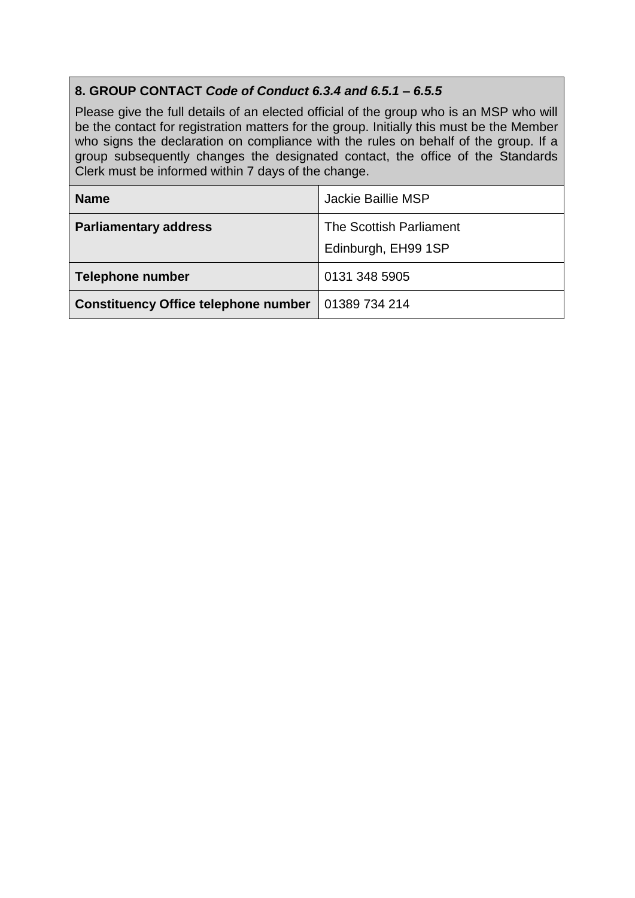## 8. GROUP CONTACT *Code of Conduct 6.3.4 and 6.5.1 – 6.5.5*

Please give the full details of an elected official of the group who is an MSP who will be the contact for registration matters for the group. Initially this must be the Member who signs the declaration on compliance with the rules on behalf of the group. If a group subsequently changes the designated contact, the office of the Standards Clerk must be informed within 7 days of the change.

| | |
|---|---|
| **Name** | Jackie Baillie MSP |
| **Parliamentary address** | The Scottish Parliament<br>Edinburgh, EH99 1SP |
| **Telephone number** | 0131 348 5905 |
| **Constituency Office telephone number** | 01389 734 214 |